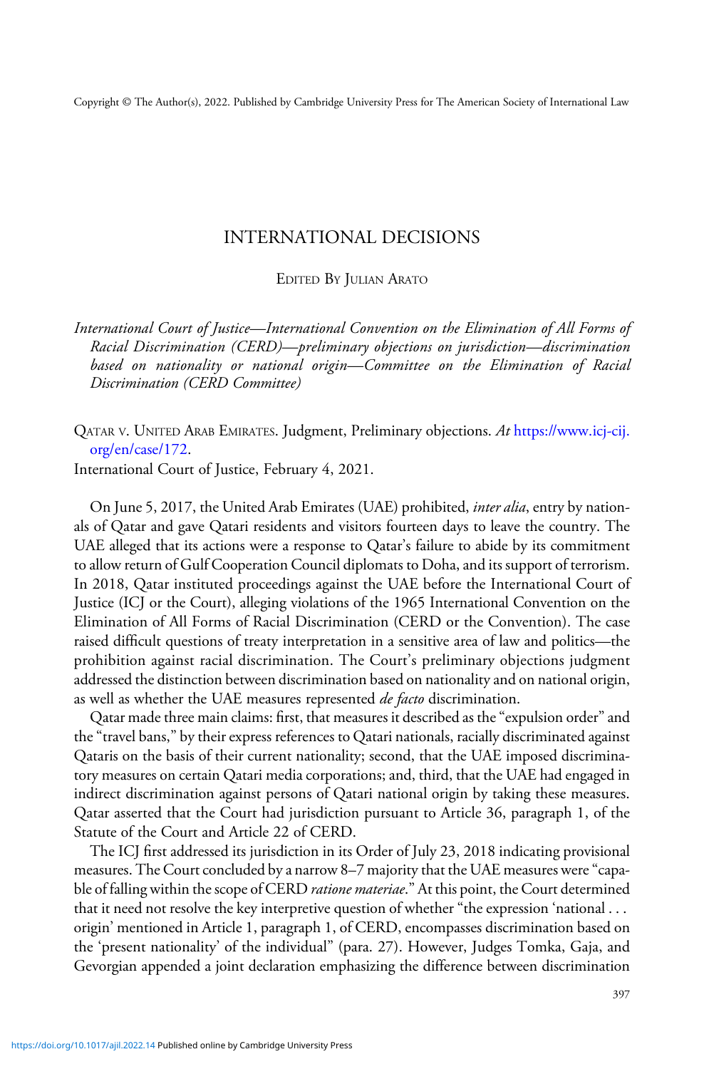Copyright © The Author(s), 2022. Published by Cambridge University Press for The American Society of International Law

# INTERNATIONAL DECISIONS

EDITED BY JULIAN ARATO

*International Court of Justice—International Convention on the Elimination of All Forms of Racial Discrimination (CERD)—preliminary objections on jurisdiction—discrimination based on nationality or national origin—Committee on the Elimination of Racial Discrimination (CERD Committee)*

QATAR V. UNITED ARAB EMIRATES. Judgment, Preliminary objections. *At* https://www.icj-cij.org/en/case/172.
International Court of Justice, February 4, 2021.

On June 5, 2017, the United Arab Emirates (UAE) prohibited, *inter alia*, entry by nationals of Qatar and gave Qatari residents and visitors fourteen days to leave the country. The UAE alleged that its actions were a response to Qatar's failure to abide by its commitment to allow return of Gulf Cooperation Council diplomats to Doha, and its support of terrorism. In 2018, Qatar instituted proceedings against the UAE before the International Court of Justice (ICJ or the Court), alleging violations of the 1965 International Convention on the Elimination of All Forms of Racial Discrimination (CERD or the Convention). The case raised difficult questions of treaty interpretation in a sensitive area of law and politics—the prohibition against racial discrimination. The Court's preliminary objections judgment addressed the distinction between discrimination based on nationality and on national origin, as well as whether the UAE measures represented *de facto* discrimination.

Qatar made three main claims: first, that measures it described as the "expulsion order" and the "travel bans," by their express references to Qatari nationals, racially discriminated against Qataris on the basis of their current nationality; second, that the UAE imposed discriminatory measures on certain Qatari media corporations; and, third, that the UAE had engaged in indirect discrimination against persons of Qatari national origin by taking these measures. Qatar asserted that the Court had jurisdiction pursuant to Article 36, paragraph 1, of the Statute of the Court and Article 22 of CERD.

The ICJ first addressed its jurisdiction in its Order of July 23, 2018 indicating provisional measures. The Court concluded by a narrow 8–7 majority that the UAE measures were "capable of falling within the scope of CERD *ratione materiae*." At this point, the Court determined that it need not resolve the key interpretive question of whether "the expression 'national . . . origin' mentioned in Article 1, paragraph 1, of CERD, encompasses discrimination based on the 'present nationality' of the individual" (para. 27). However, Judges Tomka, Gaja, and Gevorgian appended a joint declaration emphasizing the difference between discrimination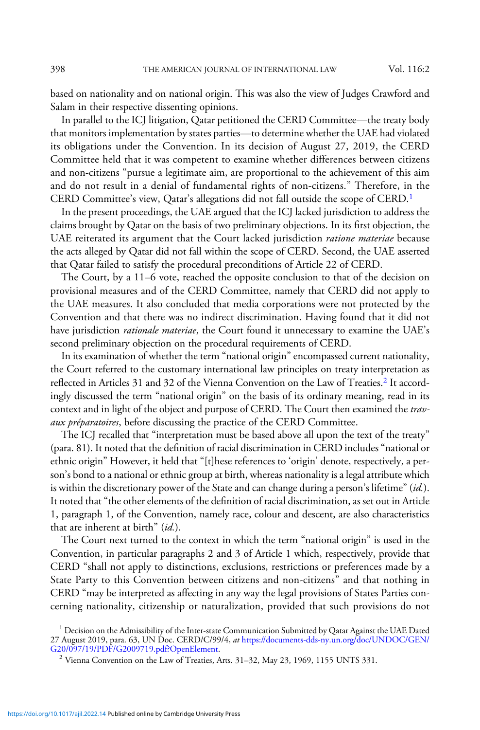based on nationality and on national origin. This was also the view of Judges Crawford and Salam in their respective dissenting opinions.

In parallel to the ICJ litigation, Qatar petitioned the CERD Committee—the treaty body that monitors implementation by states parties—to determine whether the UAE had violated its obligations under the Convention. In its decision of August 27, 2019, the CERD Committee held that it was competent to examine whether differences between citizens and non-citizens "pursue a legitimate aim, are proportional to the achievement of this aim and do not result in a denial of fundamental rights of non-citizens." Therefore, in the CERD Committee's view, Qatar's allegations did not fall outside the scope of CERD.[1]

In the present proceedings, the UAE argued that the ICJ lacked jurisdiction to address the claims brought by Qatar on the basis of two preliminary objections. In its first objection, the UAE reiterated its argument that the Court lacked jurisdiction *ratione materiae* because the acts alleged by Qatar did not fall within the scope of CERD. Second, the UAE asserted that Qatar failed to satisfy the procedural preconditions of Article 22 of CERD.

The Court, by a 11–6 vote, reached the opposite conclusion to that of the decision on provisional measures and of the CERD Committee, namely that CERD did not apply to the UAE measures. It also concluded that media corporations were not protected by the Convention and that there was no indirect discrimination. Having found that it did not have jurisdiction *rationale materiae*, the Court found it unnecessary to examine the UAE's second preliminary objection on the procedural requirements of CERD.

In its examination of whether the term "national origin" encompassed current nationality, the Court referred to the customary international law principles on treaty interpretation as reflected in Articles 31 and 32 of the Vienna Convention on the Law of Treaties.[2] It accordingly discussed the term "national origin" on the basis of its ordinary meaning, read in its context and in light of the object and purpose of CERD. The Court then examined the *travaux préparatoires*, before discussing the practice of the CERD Committee.

The ICJ recalled that "interpretation must be based above all upon the text of the treaty" (para. 81). It noted that the definition of racial discrimination in CERD includes "national or ethnic origin" However, it held that "[t]hese references to 'origin' denote, respectively, a person's bond to a national or ethnic group at birth, whereas nationality is a legal attribute which is within the discretionary power of the State and can change during a person's lifetime" (*id.*). It noted that "the other elements of the definition of racial discrimination, as set out in Article 1, paragraph 1, of the Convention, namely race, colour and descent, are also characteristics that are inherent at birth" (*id.*).

The Court next turned to the context in which the term "national origin" is used in the Convention, in particular paragraphs 2 and 3 of Article 1 which, respectively, provide that CERD "shall not apply to distinctions, exclusions, restrictions or preferences made by a State Party to this Convention between citizens and non-citizens" and that nothing in CERD "may be interpreted as affecting in any way the legal provisions of States Parties concerning nationality, citizenship or naturalization, provided that such provisions do not

[1] Decision on the Admissibility of the Inter-state Communication Submitted by Qatar Against the UAE Dated 27 August 2019, para. 63, UN Doc. CERD/C/99/4, *at* https://documents-dds-ny.un.org/doc/UNDOC/GEN/G20/097/19/PDF/G2009719.pdf?OpenElement.

[2] Vienna Convention on the Law of Treaties, Arts. 31–32, May 23, 1969, 1155 UNTS 331.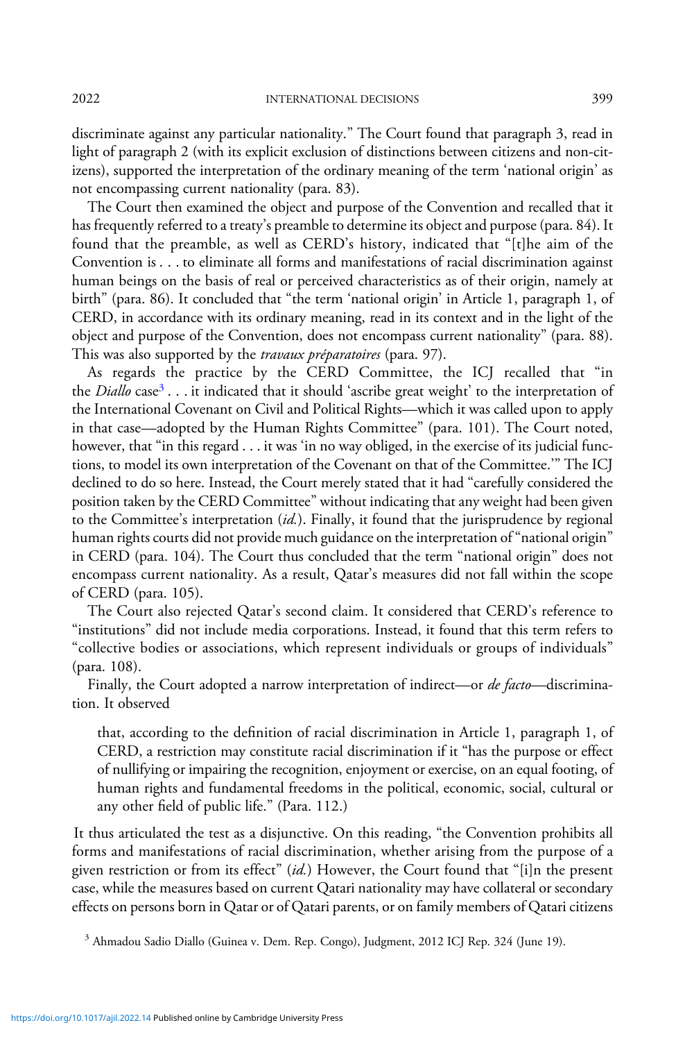discriminate against any particular nationality." The Court found that paragraph 3, read in light of paragraph 2 (with its explicit exclusion of distinctions between citizens and non-citizens), supported the interpretation of the ordinary meaning of the term 'national origin' as not encompassing current nationality (para. 83).

The Court then examined the object and purpose of the Convention and recalled that it has frequently referred to a treaty's preamble to determine its object and purpose (para. 84). It found that the preamble, as well as CERD's history, indicated that "[t]he aim of the Convention is . . . to eliminate all forms and manifestations of racial discrimination against human beings on the basis of real or perceived characteristics as of their origin, namely at birth" (para. 86). It concluded that "the term 'national origin' in Article 1, paragraph 1, of CERD, in accordance with its ordinary meaning, read in its context and in the light of the object and purpose of the Convention, does not encompass current nationality" (para. 88). This was also supported by the *travaux préparatoires* (para. 97).

As regards the practice by the CERD Committee, the ICJ recalled that "in the *Diallo* case[3] . . . it indicated that it should 'ascribe great weight' to the interpretation of the International Covenant on Civil and Political Rights—which it was called upon to apply in that case—adopted by the Human Rights Committee" (para. 101). The Court noted, however, that "in this regard . . . it was 'in no way obliged, in the exercise of its judicial functions, to model its own interpretation of the Covenant on that of the Committee.'" The ICJ declined to do so here. Instead, the Court merely stated that it had "carefully considered the position taken by the CERD Committee" without indicating that any weight had been given to the Committee's interpretation (*id.*). Finally, it found that the jurisprudence by regional human rights courts did not provide much guidance on the interpretation of "national origin" in CERD (para. 104). The Court thus concluded that the term "national origin" does not encompass current nationality. As a result, Qatar's measures did not fall within the scope of CERD (para. 105).

The Court also rejected Qatar's second claim. It considered that CERD's reference to "institutions" did not include media corporations. Instead, it found that this term refers to "collective bodies or associations, which represent individuals or groups of individuals" (para. 108).

Finally, the Court adopted a narrow interpretation of indirect—or *de facto*—discrimination. It observed

> that, according to the definition of racial discrimination in Article 1, paragraph 1, of CERD, a restriction may constitute racial discrimination if it "has the purpose or effect of nullifying or impairing the recognition, enjoyment or exercise, on an equal footing, of human rights and fundamental freedoms in the political, economic, social, cultural or any other field of public life." (Para. 112.)

It thus articulated the test as a disjunctive. On this reading, "the Convention prohibits all forms and manifestations of racial discrimination, whether arising from the purpose of a given restriction or from its effect" (*id.*) However, the Court found that "[i]n the present case, while the measures based on current Qatari nationality may have collateral or secondary effects on persons born in Qatar or of Qatari parents, or on family members of Qatari citizens

[3] Ahmadou Sadio Diallo (Guinea v. Dem. Rep. Congo), Judgment, 2012 ICJ Rep. 324 (June 19).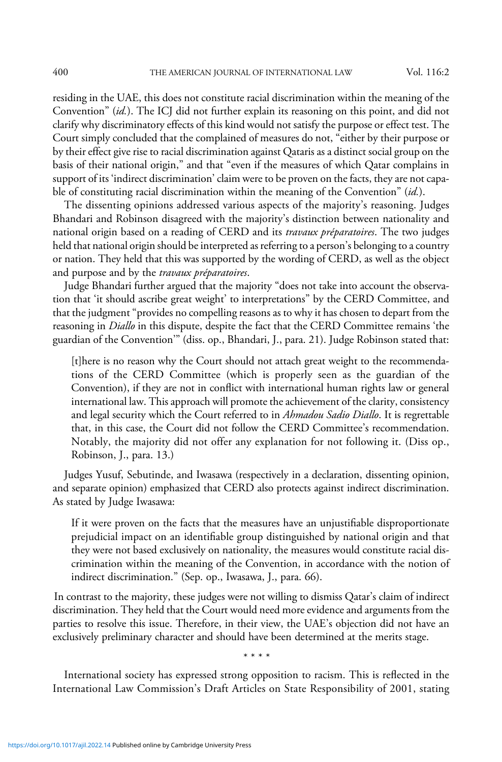residing in the UAE, this does not constitute racial discrimination within the meaning of the Convention" (*id.*). The ICJ did not further explain its reasoning on this point, and did not clarify why discriminatory effects of this kind would not satisfy the purpose or effect test. The Court simply concluded that the complained of measures do not, "either by their purpose or by their effect give rise to racial discrimination against Qataris as a distinct social group on the basis of their national origin," and that "even if the measures of which Qatar complains in support of its 'indirect discrimination' claim were to be proven on the facts, they are not capable of constituting racial discrimination within the meaning of the Convention" (*id.*).

The dissenting opinions addressed various aspects of the majority's reasoning. Judges Bhandari and Robinson disagreed with the majority's distinction between nationality and national origin based on a reading of CERD and its *travaux préparatoires*. The two judges held that national origin should be interpreted as referring to a person's belonging to a country or nation. They held that this was supported by the wording of CERD, as well as the object and purpose and by the *travaux préparatoires*.

Judge Bhandari further argued that the majority "does not take into account the observation that 'it should ascribe great weight' to interpretations" by the CERD Committee, and that the judgment "provides no compelling reasons as to why it has chosen to depart from the reasoning in *Diallo* in this dispute, despite the fact that the CERD Committee remains 'the guardian of the Convention'" (diss. op., Bhandari, J., para. 21). Judge Robinson stated that:

> [t]here is no reason why the Court should not attach great weight to the recommendations of the CERD Committee (which is properly seen as the guardian of the Convention), if they are not in conflict with international human rights law or general international law. This approach will promote the achievement of the clarity, consistency and legal security which the Court referred to in *Ahmadou Sadio Diallo*. It is regrettable that, in this case, the Court did not follow the CERD Committee's recommendation. Notably, the majority did not offer any explanation for not following it. (Diss op., Robinson, J., para. 13.)

Judges Yusuf, Sebutinde, and Iwasawa (respectively in a declaration, dissenting opinion, and separate opinion) emphasized that CERD also protects against indirect discrimination. As stated by Judge Iwasawa:

> If it were proven on the facts that the measures have an unjustifiable disproportionate prejudicial impact on an identifiable group distinguished by national origin and that they were not based exclusively on nationality, the measures would constitute racial discrimination within the meaning of the Convention, in accordance with the notion of indirect discrimination." (Sep. op., Iwasawa, J., para. 66).

In contrast to the majority, these judges were not willing to dismiss Qatar's claim of indirect discrimination. They held that the Court would need more evidence and arguments from the parties to resolve this issue. Therefore, in their view, the UAE's objection did not have an exclusively preliminary character and should have been determined at the merits stage.

\* \* \* \*

International society has expressed strong opposition to racism. This is reflected in the International Law Commission's Draft Articles on State Responsibility of 2001, stating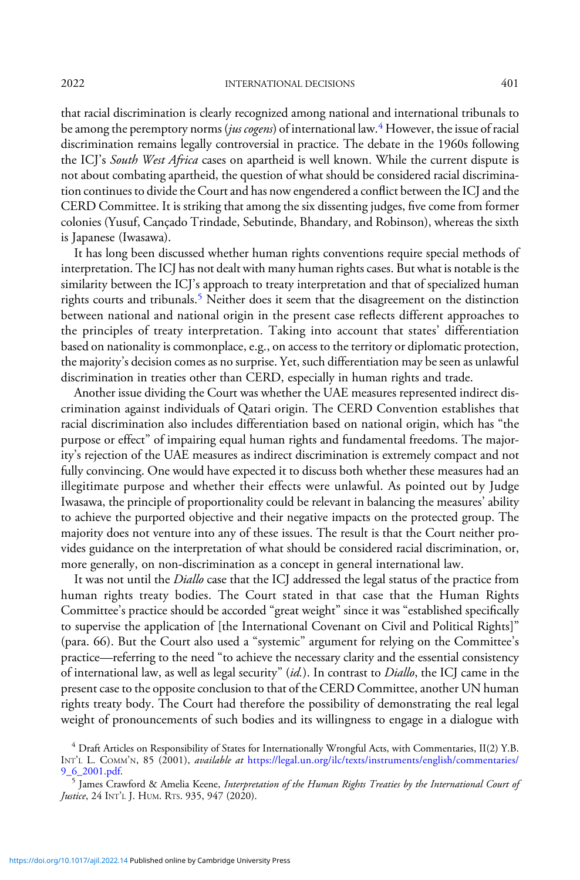that racial discrimination is clearly recognized among national and international tribunals to be among the peremptory norms (*jus cogens*) of international law.[4] However, the issue of racial discrimination remains legally controversial in practice. The debate in the 1960s following the ICJ's *South West Africa* cases on apartheid is well known. While the current dispute is not about combating apartheid, the question of what should be considered racial discrimination continues to divide the Court and has now engendered a conflict between the ICJ and the CERD Committee. It is striking that among the six dissenting judges, five come from former colonies (Yusuf, Cançado Trindade, Sebutinde, Bhandary, and Robinson), whereas the sixth is Japanese (Iwasawa).

It has long been discussed whether human rights conventions require special methods of interpretation. The ICJ has not dealt with many human rights cases. But what is notable is the similarity between the ICJ's approach to treaty interpretation and that of specialized human rights courts and tribunals.[5] Neither does it seem that the disagreement on the distinction between national and national origin in the present case reflects different approaches to the principles of treaty interpretation. Taking into account that states' differentiation based on nationality is commonplace, e.g., on access to the territory or diplomatic protection, the majority's decision comes as no surprise. Yet, such differentiation may be seen as unlawful discrimination in treaties other than CERD, especially in human rights and trade.

Another issue dividing the Court was whether the UAE measures represented indirect discrimination against individuals of Qatari origin. The CERD Convention establishes that racial discrimination also includes differentiation based on national origin, which has "the purpose or effect" of impairing equal human rights and fundamental freedoms. The majority's rejection of the UAE measures as indirect discrimination is extremely compact and not fully convincing. One would have expected it to discuss both whether these measures had an illegitimate purpose and whether their effects were unlawful. As pointed out by Judge Iwasawa, the principle of proportionality could be relevant in balancing the measures' ability to achieve the purported objective and their negative impacts on the protected group. The majority does not venture into any of these issues. The result is that the Court neither provides guidance on the interpretation of what should be considered racial discrimination, or, more generally, on non-discrimination as a concept in general international law.

It was not until the *Diallo* case that the ICJ addressed the legal status of the practice from human rights treaty bodies. The Court stated in that case that the Human Rights Committee's practice should be accorded "great weight" since it was "established specifically to supervise the application of [the International Covenant on Civil and Political Rights]" (para. 66). But the Court also used a "systemic" argument for relying on the Committee's practice—referring to the need "to achieve the necessary clarity and the essential consistency of international law, as well as legal security" (*id.*). In contrast to *Diallo*, the ICJ came in the present case to the opposite conclusion to that of the CERD Committee, another UN human rights treaty body. The Court had therefore the possibility of demonstrating the real legal weight of pronouncements of such bodies and its willingness to engage in a dialogue with

[4] Draft Articles on Responsibility of States for Internationally Wrongful Acts, with Commentaries, II(2) Y.B. INT'L L. COMM'N, 85 (2001), *available at* https://legal.un.org/ilc/texts/instruments/english/commentaries/9_6_2001.pdf.

[5] James Crawford & Amelia Keene, *Interpretation of the Human Rights Treaties by the International Court of Justice*, 24 INT'L J. HUM. RTS. 935, 947 (2020).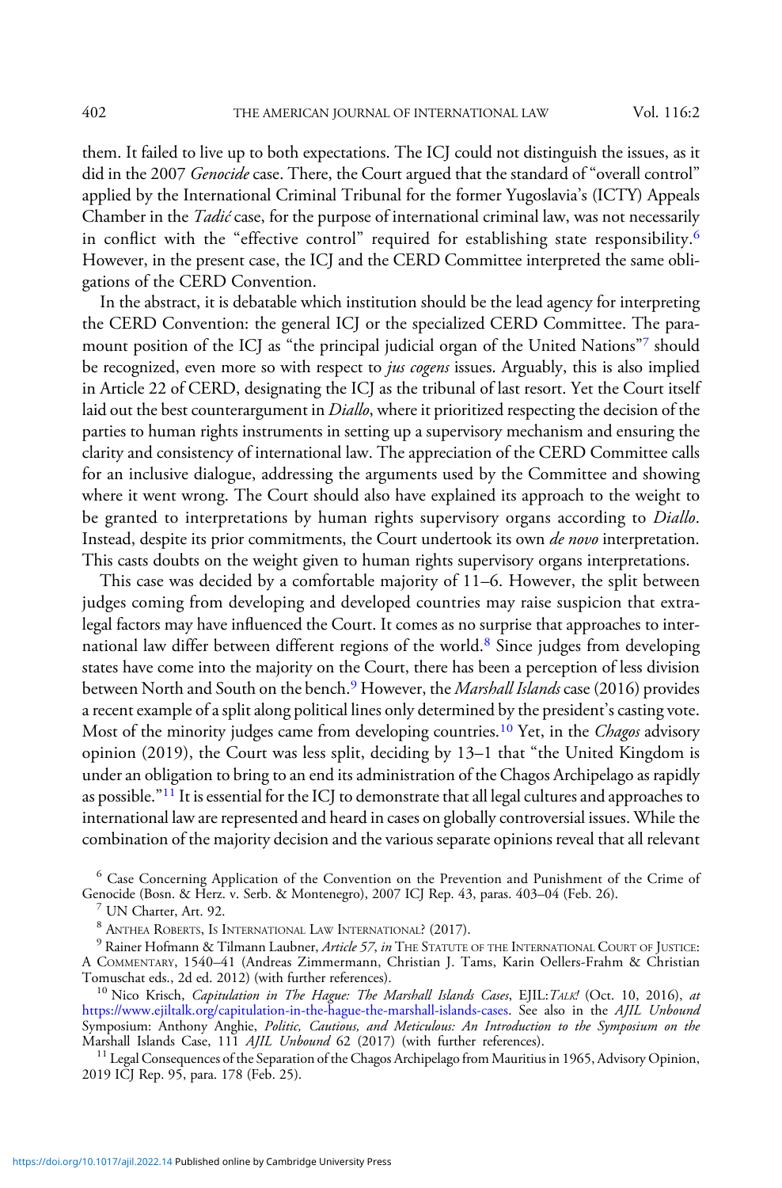them. It failed to live up to both expectations. The ICJ could not distinguish the issues, as it did in the 2007 *Genocide* case. There, the Court argued that the standard of "overall control" applied by the International Criminal Tribunal for the former Yugoslavia's (ICTY) Appeals Chamber in the *Tadić* case, for the purpose of international criminal law, was not necessarily in conflict with the "effective control" required for establishing state responsibility.[6] However, in the present case, the ICJ and the CERD Committee interpreted the same obligations of the CERD Convention.

In the abstract, it is debatable which institution should be the lead agency for interpreting the CERD Convention: the general ICJ or the specialized CERD Committee. The paramount position of the ICJ as "the principal judicial organ of the United Nations"[7] should be recognized, even more so with respect to *jus cogens* issues. Arguably, this is also implied in Article 22 of CERD, designating the ICJ as the tribunal of last resort. Yet the Court itself laid out the best counterargument in *Diallo*, where it prioritized respecting the decision of the parties to human rights instruments in setting up a supervisory mechanism and ensuring the clarity and consistency of international law. The appreciation of the CERD Committee calls for an inclusive dialogue, addressing the arguments used by the Committee and showing where it went wrong. The Court should also have explained its approach to the weight to be granted to interpretations by human rights supervisory organs according to *Diallo*. Instead, despite its prior commitments, the Court undertook its own *de novo* interpretation. This casts doubts on the weight given to human rights supervisory organs interpretations.

This case was decided by a comfortable majority of 11–6. However, the split between judges coming from developing and developed countries may raise suspicion that extra-legal factors may have influenced the Court. It comes as no surprise that approaches to international law differ between different regions of the world.[8] Since judges from developing states have come into the majority on the Court, there has been a perception of less division between North and South on the bench.[9] However, the *Marshall Islands* case (2016) provides a recent example of a split along political lines only determined by the president's casting vote. Most of the minority judges came from developing countries.[10] Yet, in the *Chagos* advisory opinion (2019), the Court was less split, deciding by 13–1 that "the United Kingdom is under an obligation to bring to an end its administration of the Chagos Archipelago as rapidly as possible."[11] It is essential for the ICJ to demonstrate that all legal cultures and approaches to international law are represented and heard in cases on globally controversial issues. While the combination of the majority decision and the various separate opinions reveal that all relevant

[6] Case Concerning Application of the Convention on the Prevention and Punishment of the Crime of Genocide (Bosn. & Herz. v. Serb. & Montenegro), 2007 ICJ Rep. 43, paras. 403–04 (Feb. 26).

[7] UN Charter, Art. 92.

[8] Anthea Roberts, Is International Law International? (2017).

[9] Rainer Hofmann & Tilmann Laubner, *Article 57*, *in* The Statute of the International Court of Justice: A Commentary, 1540–41 (Andreas Zimmermann, Christian J. Tams, Karin Oellers-Frahm & Christian Tomuschat eds., 2d ed. 2012) (with further references).

[10] Nico Krisch, *Capitulation in The Hague: The Marshall Islands Cases*, EJIL:*Talk!* (Oct. 10, 2016), *at* https://www.ejiltalk.org/capitulation-in-the-hague-the-marshall-islands-cases. See also in the *AJIL Unbound* Symposium: Anthony Anghie, *Politic, Cautious, and Meticulous: An Introduction to the Symposium on the* Marshall Islands Case, 111 *AJIL Unbound* 62 (2017) (with further references).

[11] Legal Consequences of the Separation of the Chagos Archipelago from Mauritius in 1965, Advisory Opinion, 2019 ICJ Rep. 95, para. 178 (Feb. 25).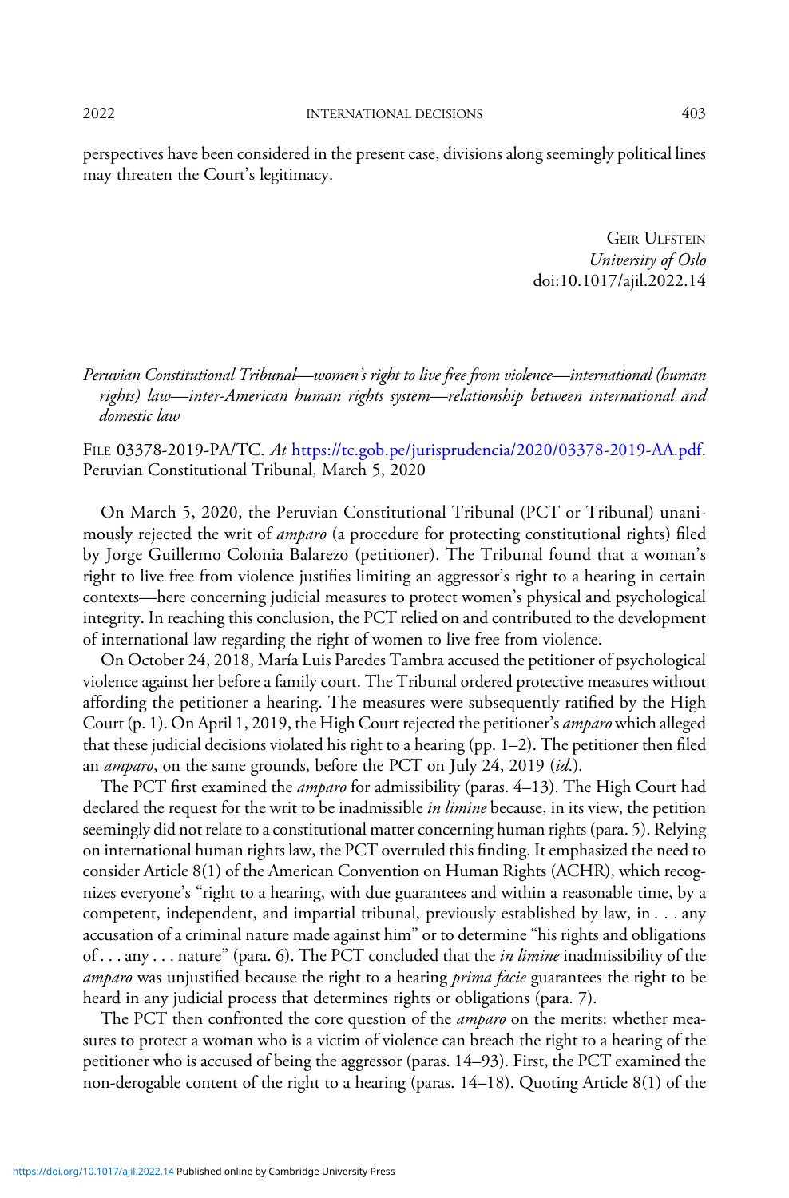perspectives have been considered in the present case, divisions along seemingly political lines may threaten the Court's legitimacy.

Geir Ulfstein
*University of Oslo*
doi:10.1017/ajil.2022.14

*Peruvian Constitutional Tribunal—women's right to live free from violence—international (human rights) law—inter-American human rights system—relationship between international and domestic law*

File 03378-2019-PA/TC. *At* https://tc.gob.pe/jurisprudencia/2020/03378-2019-AA.pdf. Peruvian Constitutional Tribunal, March 5, 2020

On March 5, 2020, the Peruvian Constitutional Tribunal (PCT or Tribunal) unanimously rejected the writ of *amparo* (a procedure for protecting constitutional rights) filed by Jorge Guillermo Colonia Balarezo (petitioner). The Tribunal found that a woman's right to live free from violence justifies limiting an aggressor's right to a hearing in certain contexts—here concerning judicial measures to protect women's physical and psychological integrity. In reaching this conclusion, the PCT relied on and contributed to the development of international law regarding the right of women to live free from violence.

On October 24, 2018, María Luis Paredes Tambra accused the petitioner of psychological violence against her before a family court. The Tribunal ordered protective measures without affording the petitioner a hearing. The measures were subsequently ratified by the High Court (p. 1). On April 1, 2019, the High Court rejected the petitioner's *amparo* which alleged that these judicial decisions violated his right to a hearing (pp. 1–2). The petitioner then filed an *amparo*, on the same grounds, before the PCT on July 24, 2019 (*id*.).

The PCT first examined the *amparo* for admissibility (paras. 4–13). The High Court had declared the request for the writ to be inadmissible *in limine* because, in its view, the petition seemingly did not relate to a constitutional matter concerning human rights (para. 5). Relying on international human rights law, the PCT overruled this finding. It emphasized the need to consider Article 8(1) of the American Convention on Human Rights (ACHR), which recognizes everyone's "right to a hearing, with due guarantees and within a reasonable time, by a competent, independent, and impartial tribunal, previously established by law, in . . . any accusation of a criminal nature made against him" or to determine "his rights and obligations of . . . any . . . nature" (para. 6). The PCT concluded that the *in limine* inadmissibility of the *amparo* was unjustified because the right to a hearing *prima facie* guarantees the right to be heard in any judicial process that determines rights or obligations (para. 7).

The PCT then confronted the core question of the *amparo* on the merits: whether measures to protect a woman who is a victim of violence can breach the right to a hearing of the petitioner who is accused of being the aggressor (paras. 14–93). First, the PCT examined the non-derogable content of the right to a hearing (paras. 14–18). Quoting Article 8(1) of the